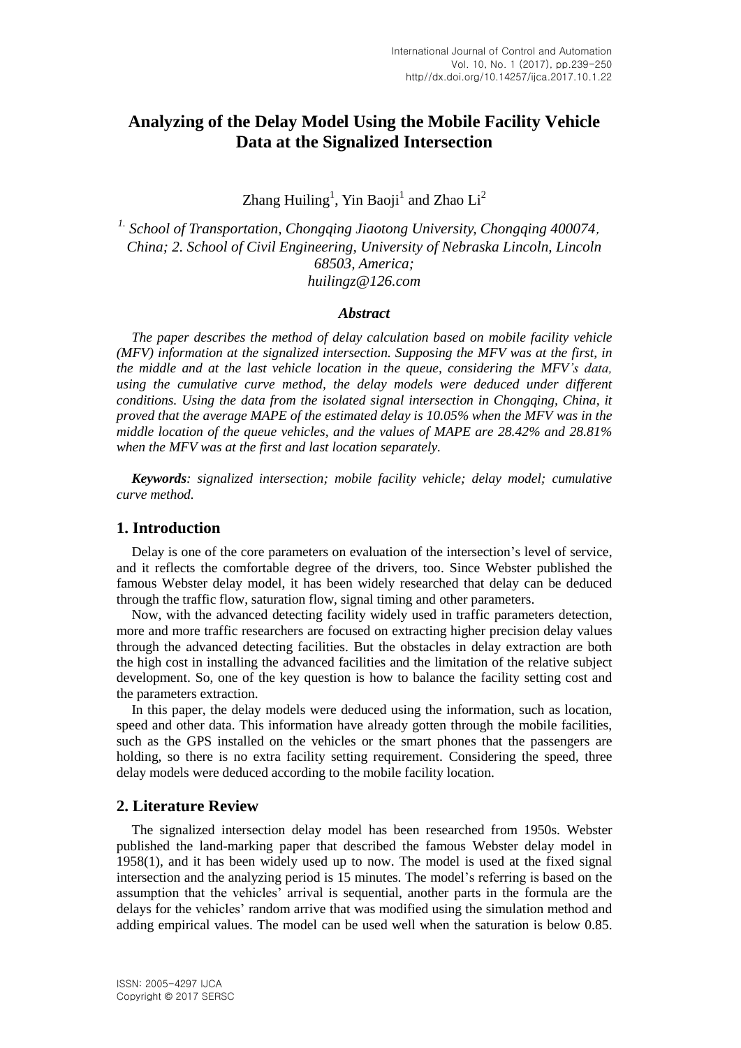# Analyzing of the Delay Model Using the Mobile Facility Vehicle Data at the Signalized Intersection

Zhang Huiling[1], Yin Baoji[1] and Zhao Li[2]

*[1.] School of Transportation, Chongqing Jiaotong University, Chongqing 400074, China; 2. School of Civil Engineering, University of Nebraska Lincoln, Lincoln 68503, America;*
*huilingz@126.com*

### *Abstract*

*The paper describes the method of delay calculation based on mobile facility vehicle (MFV) information at the signalized intersection. Supposing the MFV was at the first, in the middle and at the last vehicle location in the queue, considering the MFV's data, using the cumulative curve method, the delay models were deduced under different conditions. Using the data from the isolated signal intersection in Chongqing, China, it proved that the average MAPE of the estimated delay is 10.05% when the MFV was in the middle location of the queue vehicles, and the values of MAPE are 28.42% and 28.81% when the MFV was at the first and last location separately.*

***Keywords**: signalized intersection; mobile facility vehicle; delay model; cumulative curve method.*

## 1. Introduction

Delay is one of the core parameters on evaluation of the intersection's level of service, and it reflects the comfortable degree of the drivers, too. Since Webster published the famous Webster delay model, it has been widely researched that delay can be deduced through the traffic flow, saturation flow, signal timing and other parameters.

Now, with the advanced detecting facility widely used in traffic parameters detection, more and more traffic researchers are focused on extracting higher precision delay values through the advanced detecting facilities. But the obstacles in delay extraction are both the high cost in installing the advanced facilities and the limitation of the relative subject development. So, one of the key question is how to balance the facility setting cost and the parameters extraction.

In this paper, the delay models were deduced using the information, such as location, speed and other data. This information have already gotten through the mobile facilities, such as the GPS installed on the vehicles or the smart phones that the passengers are holding, so there is no extra facility setting requirement. Considering the speed, three delay models were deduced according to the mobile facility location.

## 2. Literature Review

The signalized intersection delay model has been researched from 1950s. Webster published the land-marking paper that described the famous Webster delay model in 1958(1), and it has been widely used up to now. The model is used at the fixed signal intersection and the analyzing period is 15 minutes. The model's referring is based on the assumption that the vehicles' arrival is sequential, another parts in the formula are the delays for the vehicles' random arrive that was modified using the simulation method and adding empirical values. The model can be used well when the saturation is below 0.85.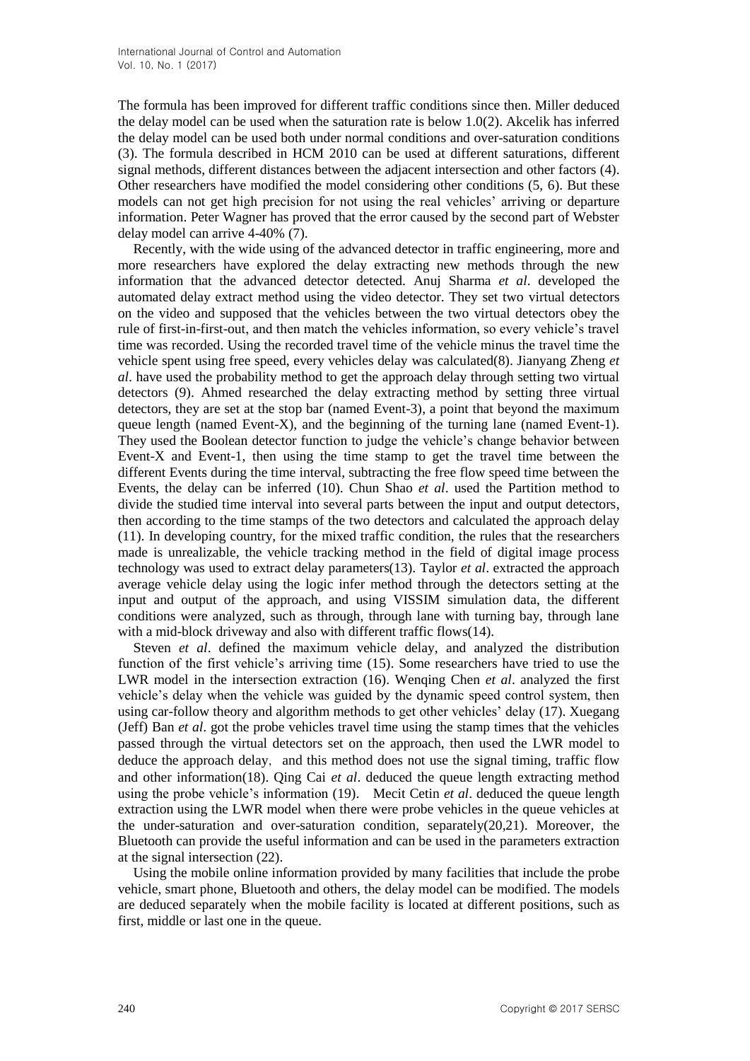The formula has been improved for different traffic conditions since then. Miller deduced the delay model can be used when the saturation rate is below 1.0(2). Akcelik has inferred the delay model can be used both under normal conditions and over-saturation conditions (3). The formula described in HCM 2010 can be used at different saturations, different signal methods, different distances between the adjacent intersection and other factors (4). Other researchers have modified the model considering other conditions (5, 6). But these models can not get high precision for not using the real vehicles' arriving or departure information. Peter Wagner has proved that the error caused by the second part of Webster delay model can arrive 4-40% (7).

Recently, with the wide using of the advanced detector in traffic engineering, more and more researchers have explored the delay extracting new methods through the new information that the advanced detector detected. Anuj Sharma *et al*. developed the automated delay extract method using the video detector. They set two virtual detectors on the video and supposed that the vehicles between the two virtual detectors obey the rule of first-in-first-out, and then match the vehicles information, so every vehicle's travel time was recorded. Using the recorded travel time of the vehicle minus the travel time the vehicle spent using free speed, every vehicles delay was calculated(8). Jianyang Zheng *et al*. have used the probability method to get the approach delay through setting two virtual detectors (9). Ahmed researched the delay extracting method by setting three virtual detectors, they are set at the stop bar (named Event-3), a point that beyond the maximum queue length (named Event-X), and the beginning of the turning lane (named Event-1). They used the Boolean detector function to judge the vehicle's change behavior between Event-X and Event-1, then using the time stamp to get the travel time between the different Events during the time interval, subtracting the free flow speed time between the Events, the delay can be inferred (10). Chun Shao *et al*. used the Partition method to divide the studied time interval into several parts between the input and output detectors, then according to the time stamps of the two detectors and calculated the approach delay (11). In developing country, for the mixed traffic condition, the rules that the researchers made is unrealizable, the vehicle tracking method in the field of digital image process technology was used to extract delay parameters(13). Taylor *et al*. extracted the approach average vehicle delay using the logic infer method through the detectors setting at the input and output of the approach, and using VISSIM simulation data, the different conditions were analyzed, such as through, through lane with turning bay, through lane with a mid-block driveway and also with different traffic flows(14).

Steven *et al*. defined the maximum vehicle delay, and analyzed the distribution function of the first vehicle's arriving time (15). Some researchers have tried to use the LWR model in the intersection extraction (16). Wenqing Chen *et al*. analyzed the first vehicle's delay when the vehicle was guided by the dynamic speed control system, then using car-follow theory and algorithm methods to get other vehicles' delay (17). Xuegang (Jeff) Ban *et al*. got the probe vehicles travel time using the stamp times that the vehicles passed through the virtual detectors set on the approach, then used the LWR model to deduce the approach delay, and this method does not use the signal timing, traffic flow and other information(18). Qing Cai *et al*. deduced the queue length extracting method using the probe vehicle's information (19). Mecit Cetin *et al*. deduced the queue length extraction using the LWR model when there were probe vehicles in the queue vehicles at the under-saturation and over-saturation condition, separately(20,21). Moreover, the Bluetooth can provide the useful information and can be used in the parameters extraction at the signal intersection (22).

Using the mobile online information provided by many facilities that include the probe vehicle, smart phone, Bluetooth and others, the delay model can be modified. The models are deduced separately when the mobile facility is located at different positions, such as first, middle or last one in the queue.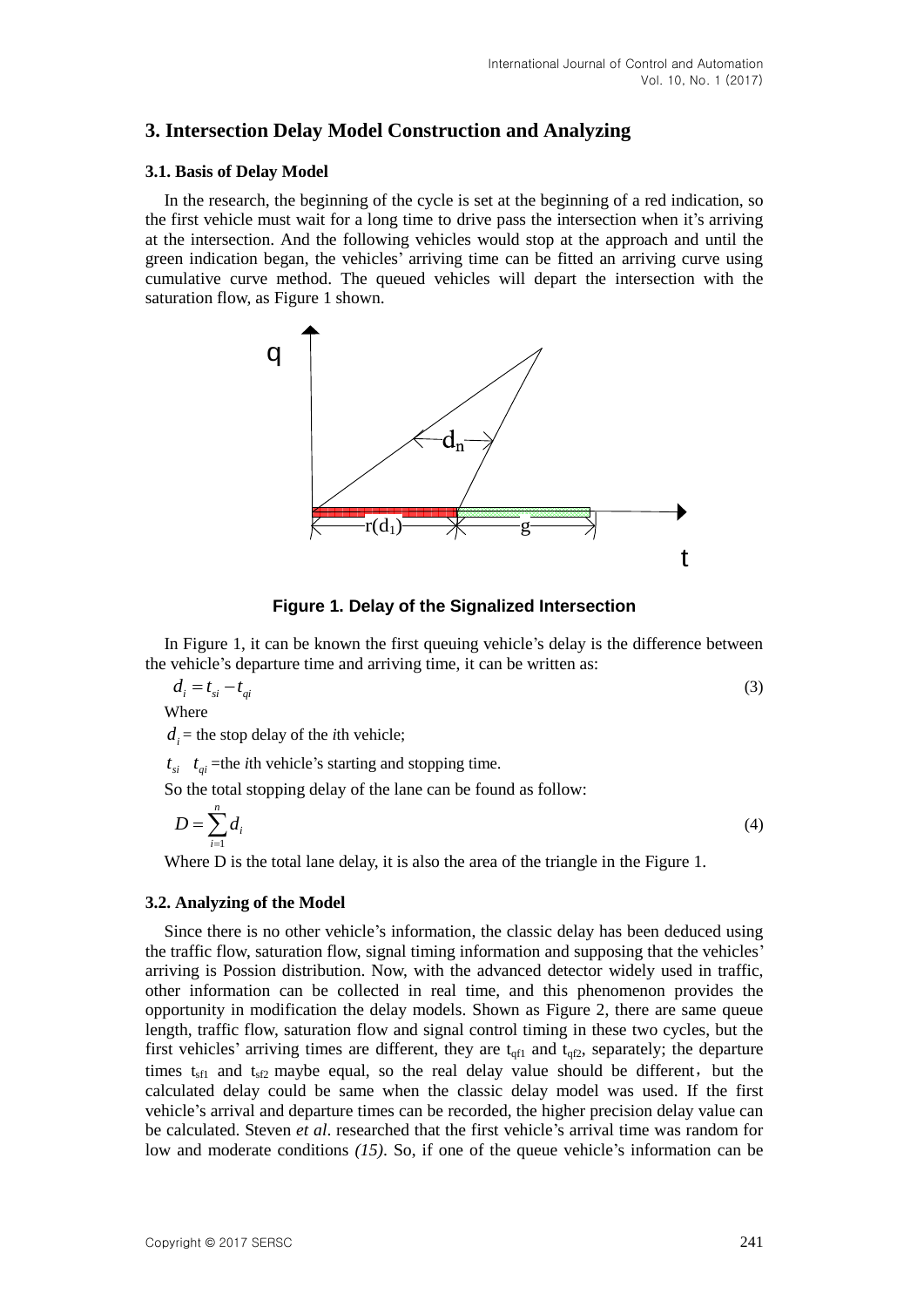## 3. Intersection Delay Model Construction and Analyzing

### 3.1. Basis of Delay Model

In the research, the beginning of the cycle is set at the beginning of a red indication, so the first vehicle must wait for a long time to drive pass the intersection when it's arriving at the intersection. And the following vehicles would stop at the approach and until the green indication began, the vehicles' arriving time can be fitted an arriving curve using cumulative curve method. The queued vehicles will depart the intersection with the saturation flow, as Figure 1 shown.

**Figure 1. Delay of the Signalized Intersection**

In Figure 1, it can be known the first queuing vehicle's delay is the difference between the vehicle's departure time and arriving time, it can be written as:

$$d_i = t_{si} - t_{qi} \tag{3}$$

Where

$d_i$ = the stop delay of the *i*th vehicle;

$t_{si}$ $t_{qi}$ =the *i*th vehicle's starting and stopping time.

So the total stopping delay of the lane can be found as follow:

$$D = \sum_{i=1}^{n} d_i \tag{4}$$

Where D is the total lane delay, it is also the area of the triangle in the Figure 1.

### 3.2. Analyzing of the Model

Since there is no other vehicle's information, the classic delay has been deduced using the traffic flow, saturation flow, signal timing information and supposing that the vehicles' arriving is Possion distribution. Now, with the advanced detector widely used in traffic, other information can be collected in real time, and this phenomenon provides the opportunity in modification the delay models. Shown as Figure 2, there are same queue length, traffic flow, saturation flow and signal control timing in these two cycles, but the first vehicles' arriving times are different, they are $t_{qf1}$ and $t_{qf2}$, separately; the departure times $t_{sf1}$ and $t_{sf2}$ maybe equal, so the real delay value should be different, but the calculated delay could be same when the classic delay model was used. If the first vehicle's arrival and departure times can be recorded, the higher precision delay value can be calculated. Steven *et al*. researched that the first vehicle's arrival time was random for low and moderate conditions *(15)*. So, if one of the queue vehicle's information can be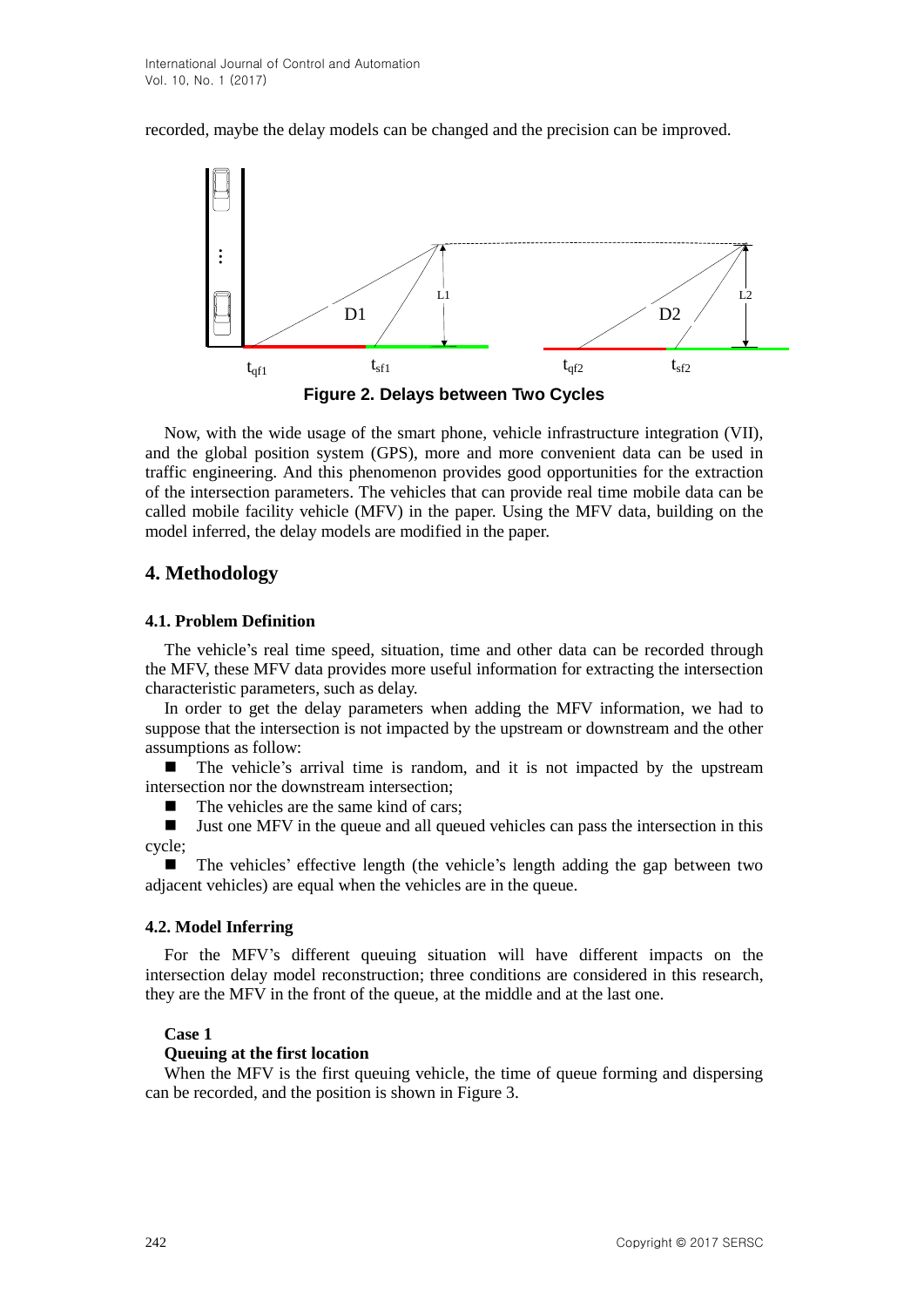recorded, maybe the delay models can be changed and the precision can be improved.

**Figure 2. Delays between Two Cycles**

Now, with the wide usage of the smart phone, vehicle infrastructure integration (VII), and the global position system (GPS), more and more convenient data can be used in traffic engineering. And this phenomenon provides good opportunities for the extraction of the intersection parameters. The vehicles that can provide real time mobile data can be called mobile facility vehicle (MFV) in the paper. Using the MFV data, building on the model inferred, the delay models are modified in the paper.

## 4. Methodology

### 4.1. Problem Definition

The vehicle's real time speed, situation, time and other data can be recorded through the MFV, these MFV data provides more useful information for extracting the intersection characteristic parameters, such as delay.

In order to get the delay parameters when adding the MFV information, we had to suppose that the intersection is not impacted by the upstream or downstream and the other assumptions as follow:

- The vehicle's arrival time is random, and it is not impacted by the upstream intersection nor the downstream intersection;
- The vehicles are the same kind of cars;
- Just one MFV in the queue and all queued vehicles can pass the intersection in this cycle;
- The vehicles' effective length (the vehicle's length adding the gap between two adjacent vehicles) are equal when the vehicles are in the queue.

### 4.2. Model Inferring

For the MFV's different queuing situation will have different impacts on the intersection delay model reconstruction; three conditions are considered in this research, they are the MFV in the front of the queue, at the middle and at the last one.

**Case 1**

**Queuing at the first location**

When the MFV is the first queuing vehicle, the time of queue forming and dispersing can be recorded, and the position is shown in Figure 3.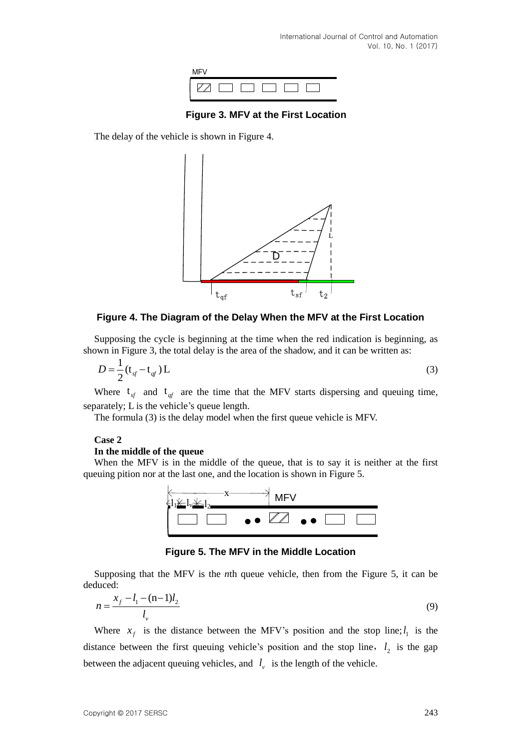Figure 3. MFV at the First Location

The delay of the vehicle is shown in Figure 4.

Figure 4. The Diagram of the Delay When the MFV at the First Location

Supposing the cycle is beginning at the time when the red indication is beginning, as shown in Figure 3, the total delay is the area of the shadow, and it can be written as:

$$D = \frac{1}{2}(t_{sf} - t_{qf})\,L \tag{3}$$

Where $t_{sf}$ and $t_{qf}$ are the time that the MFV starts dispersing and queuing time, separately; L is the vehicle's queue length.

The formula (3) is the delay model when the first queue vehicle is MFV.

**Case 2**

**In the middle of the queue**

When the MFV is in the middle of the queue, that is to say it is neither at the first queuing pition nor at the last one, and the location is shown in Figure 5.

Figure 5. The MFV in the Middle Location

Supposing that the MFV is the *n*th queue vehicle, then from the Figure 5, it can be deduced:

$$n = \frac{x_f - l_1 - (n-1)l_2}{l_v} \tag{9}$$

Where $x_f$ is the distance between the MFV's position and the stop line; $l_1$ is the distance between the first queuing vehicle's position and the stop line, $l_2$ is the gap between the adjacent queuing vehicles, and $l_v$ is the length of the vehicle.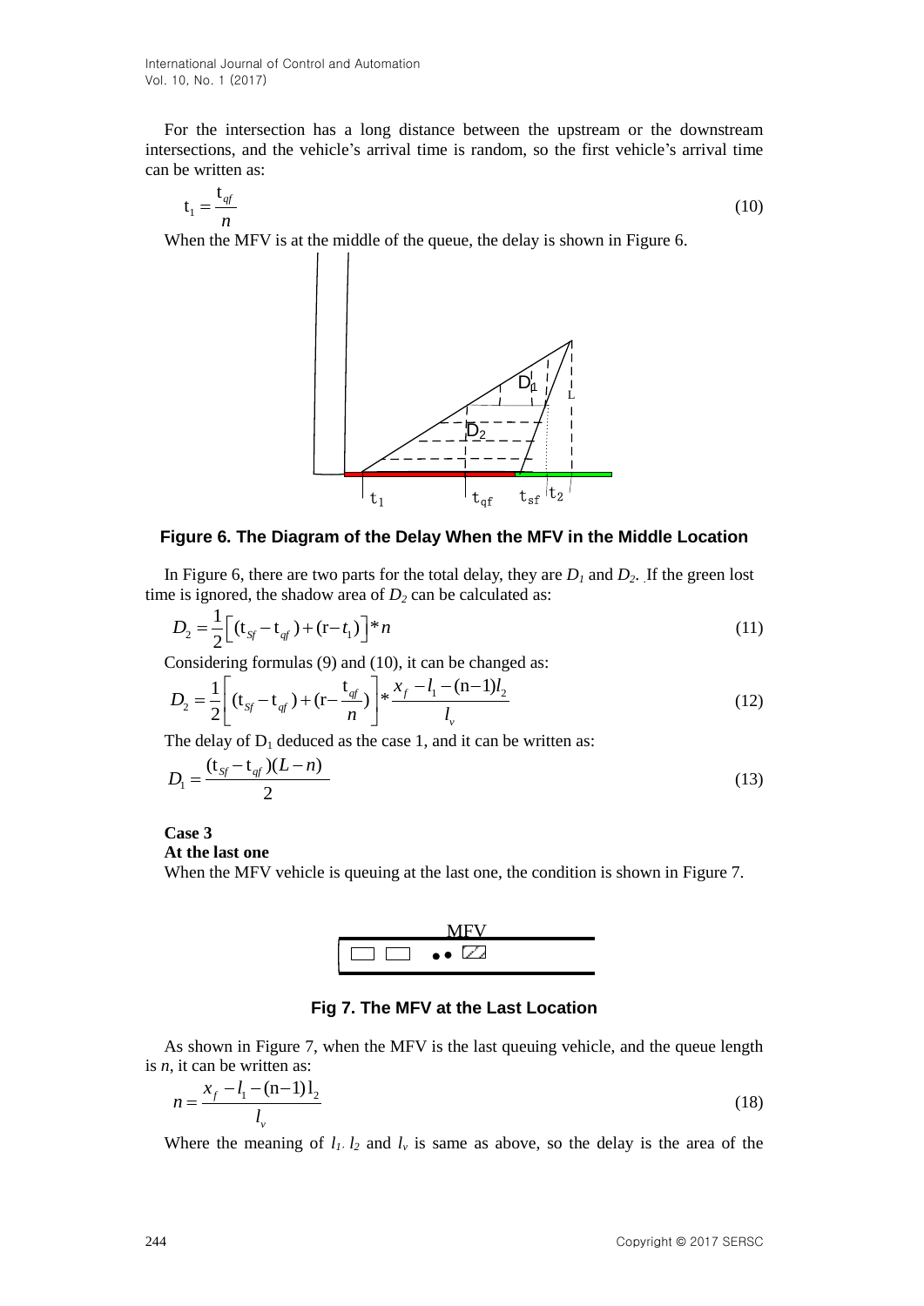For the intersection has a long distance between the upstream or the downstream intersections, and the vehicle's arrival time is random, so the first vehicle's arrival time can be written as:

$$\mathrm{t}_1 = \frac{\mathrm{t}_{qf}}{n} \tag{10}$$

When the MFV is at the middle of the queue, the delay is shown in Figure 6.

**Figure 6. The Diagram of the Delay When the MFV in the Middle Location**

In Figure 6, there are two parts for the total delay, they are $D_1$ and $D_2$. If the green lost time is ignored, the shadow area of $D_2$ can be calculated as:

$$D_2 = \frac{1}{2}\left[(\mathrm{t}_{Sf} - \mathrm{t}_{qf}) + (\mathrm{r} - t_1)\right] * n \tag{11}$$

Considering formulas (9) and (10), it can be changed as:

$$D_2 = \frac{1}{2}\left[(\mathrm{t}_{Sf} - \mathrm{t}_{qf}) + (\mathrm{r} - \frac{\mathrm{t}_{qf}}{n})\right] * \frac{x_f - l_1 - (\mathrm{n}-1)l_2}{l_v} \tag{12}$$

The delay of $D_1$ deduced as the case 1, and it can be written as:

$$D_1 = \frac{(\mathrm{t}_{Sf} - \mathrm{t}_{qf})(L - n)}{2} \tag{13}$$

**Case 3**

**At the last one**

When the MFV vehicle is queuing at the last one, the condition is shown in Figure 7.

**Fig 7. The MFV at the Last Location**

As shown in Figure 7, when the MFV is the last queuing vehicle, and the queue length is $n$, it can be written as:

$$n = \frac{x_f - l_1 - (\mathrm{n}-1)\mathrm{l}_2}{l_v} \tag{18}$$

Where the meaning of $l_1$, $l_2$ and $l_v$ is same as above, so the delay is the area of the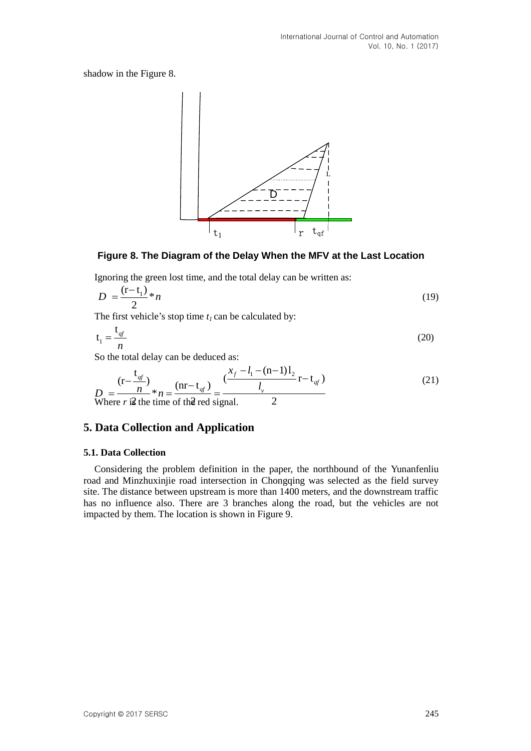shadow in the Figure 8.

**Figure 8. The Diagram of the Delay When the MFV at the Last Location**

Ignoring the green lost time, and the total delay can be written as:

$$D = \frac{(r - t_1)}{2} * n \tag{19}$$

The first vehicle's stop time $t_1$ can be calculated by:

$$t_1 = \frac{t_{qf}}{n} \tag{20}$$

So the total delay can be deduced as:

$$D = \frac{(r - \frac{t_{qf}}{n})}{2} * n = \frac{(nr - t_{qf})}{2} = \frac{(\frac{x_f - l_1 - (n-1)l_2}{l_v} r - t_{qf})}{2} \tag{21}$$

Where $r$ is the time of the red signal.

## 5. Data Collection and Application

### 5.1. Data Collection

Considering the problem definition in the paper, the northbound of the Yunanfenliu road and Minzhuxinjie road intersection in Chongqing was selected as the field survey site. The distance between upstream is more than 1400 meters, and the downstream traffic has no influence also. There are 3 branches along the road, but the vehicles are not impacted by them. The location is shown in Figure 9.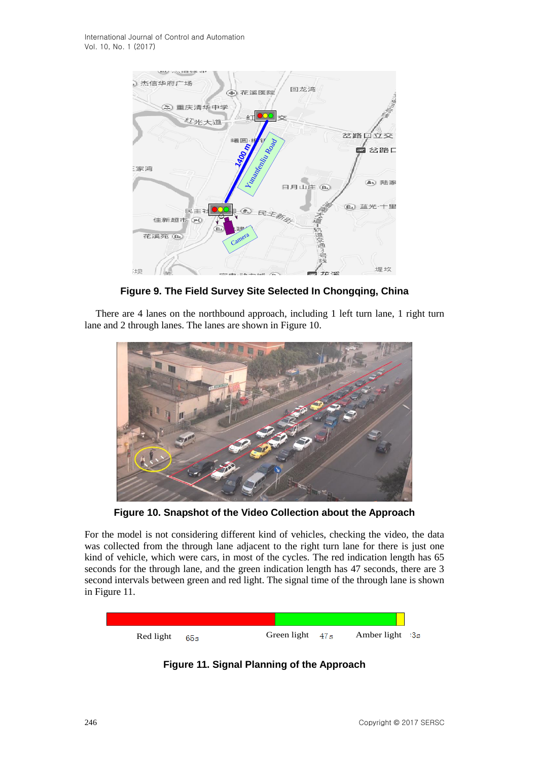**Figure 9. The Field Survey Site Selected In Chongqing, China**

There are 4 lanes on the northbound approach, including 1 left turn lane, 1 right turn lane and 2 through lanes. The lanes are shown in Figure 10.

**Figure 10. Snapshot of the Video Collection about the Approach**

For the model is not considering different kind of vehicles, checking the video, the data was collected from the through lane adjacent to the right turn lane for there is just one kind of vehicle, which were cars, in most of the cycles. The red indication length has 65 seconds for the through lane, and the green indication length has 47 seconds, there are 3 second intervals between green and red light. The signal time of the through lane is shown in Figure 11.

Red light 65s    Green light 47s    Amber light 3s

**Figure 11. Signal Planning of the Approach**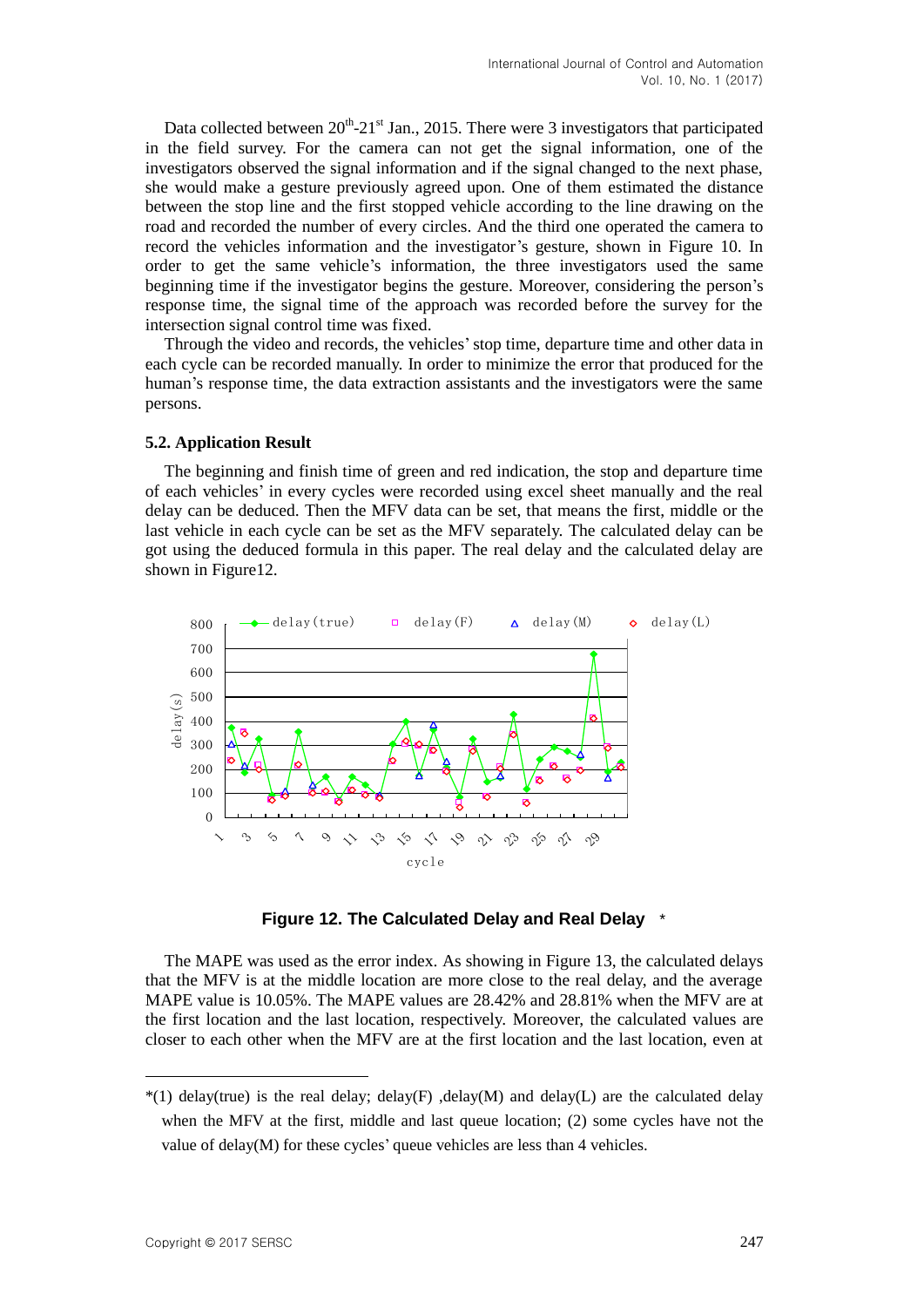Data collected between 20th-21st Jan., 2015. There were 3 investigators that participated in the field survey. For the camera can not get the signal information, one of the investigators observed the signal information and if the signal changed to the next phase, she would make a gesture previously agreed upon. One of them estimated the distance between the stop line and the first stopped vehicle according to the line drawing on the road and recorded the number of every circles. And the third one operated the camera to record the vehicles information and the investigator's gesture, shown in Figure 10. In order to get the same vehicle's information, the three investigators used the same beginning time if the investigator begins the gesture. Moreover, considering the person's response time, the signal time of the approach was recorded before the survey for the intersection signal control time was fixed.

Through the video and records, the vehicles' stop time, departure time and other data in each cycle can be recorded manually. In order to minimize the error that produced for the human's response time, the data extraction assistants and the investigators were the same persons.

### 5.2. Application Result

The beginning and finish time of green and red indication, the stop and departure time of each vehicles' in every cycles were recorded using excel sheet manually and the real delay can be deduced. Then the MFV data can be set, that means the first, middle or the last vehicle in each cycle can be set as the MFV separately. The calculated delay can be got using the deduced formula in this paper. The real delay and the calculated delay are shown in Figure12.

**Figure 12. The Calculated Delay and Real Delay** *

The MAPE was used as the error index. As showing in Figure 13, the calculated delays that the MFV is at the middle location are more close to the real delay, and the average MAPE value is 10.05%. The MAPE values are 28.42% and 28.81% when the MFV are at the first location and the last location, respectively. Moreover, the calculated values are closer to each other when the MFV are at the first location and the last location, even at

*(1) delay(true) is the real delay; delay(F) ,delay(M) and delay(L) are the calculated delay when the MFV at the first, middle and last queue location; (2) some cycles have not the value of delay(M) for these cycles' queue vehicles are less than 4 vehicles.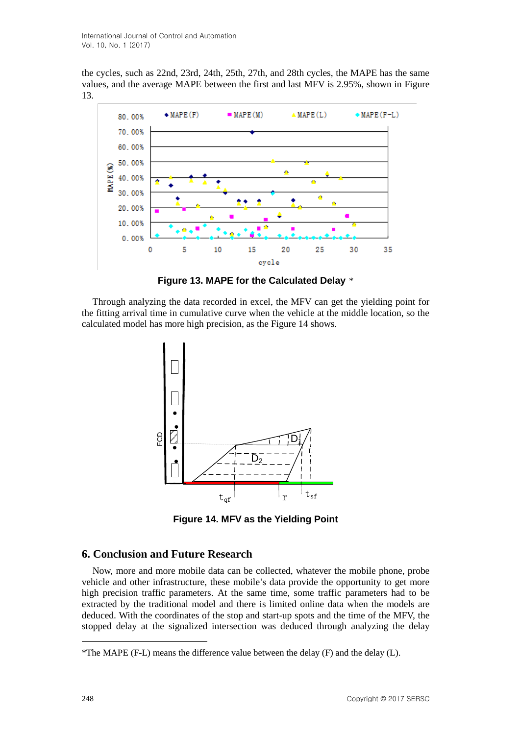the cycles, such as 22nd, 23rd, 24th, 25th, 27th, and 28th cycles, the MAPE has the same values, and the average MAPE between the first and last MFV is 2.95%, shown in Figure 13.

**Figure 13. MAPE for the Calculated Delay** *

Through analyzing the data recorded in excel, the MFV can get the yielding point for the fitting arrival time in cumulative curve when the vehicle at the middle location, so the calculated model has more high precision, as the Figure 14 shows.

**Figure 14. MFV as the Yielding Point**

## 6. Conclusion and Future Research

Now, more and more mobile data can be collected, whatever the mobile phone, probe vehicle and other infrastructure, these mobile's data provide the opportunity to get more high precision traffic parameters. At the same time, some traffic parameters had to be extracted by the traditional model and there is limited online data when the models are deduced. With the coordinates of the stop and start-up spots and the time of the MFV, the stopped delay at the signalized intersection was deduced through analyzing the delay

*The MAPE (F-L) means the difference value between the delay (F) and the delay (L).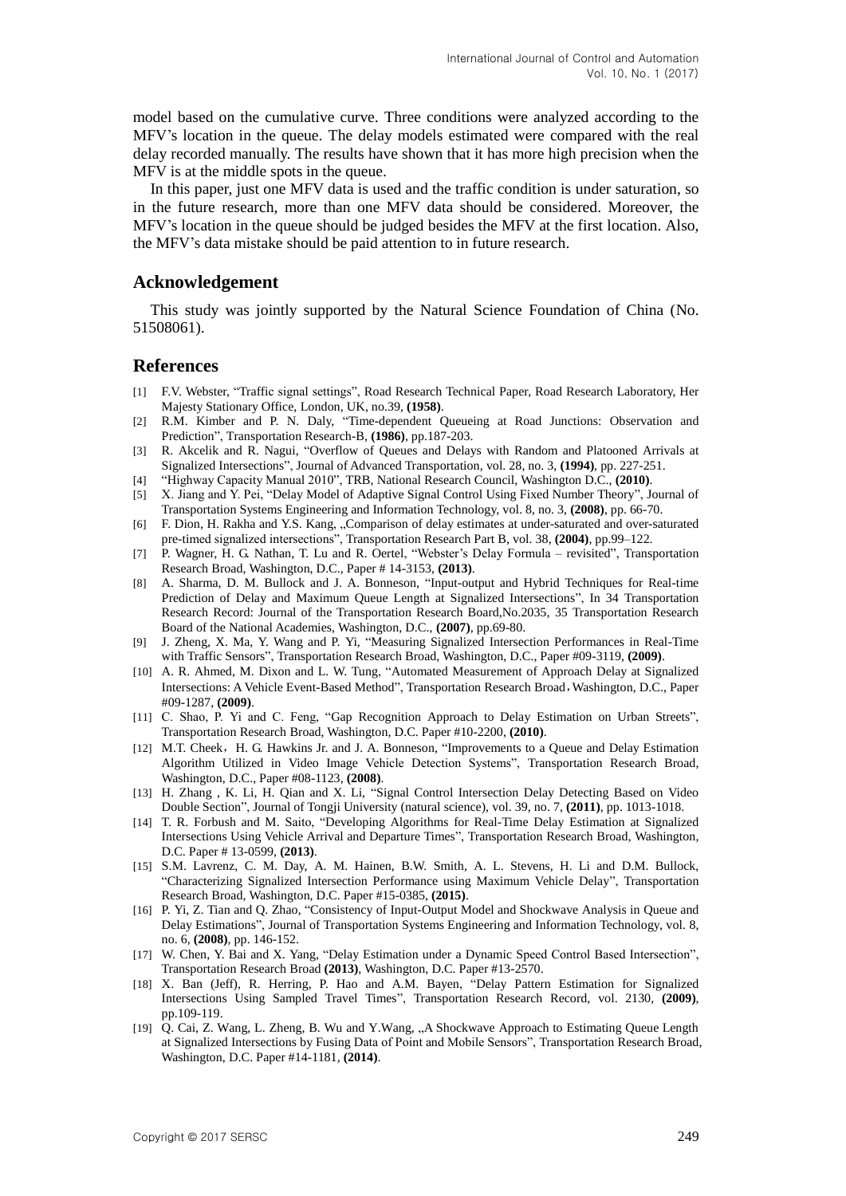model based on the cumulative curve. Three conditions were analyzed according to the MFV's location in the queue. The delay models estimated were compared with the real delay recorded manually. The results have shown that it has more high precision when the MFV is at the middle spots in the queue.

In this paper, just one MFV data is used and the traffic condition is under saturation, so in the future research, more than one MFV data should be considered. Moreover, the MFV's location in the queue should be judged besides the MFV at the first location. Also, the MFV's data mistake should be paid attention to in future research.

## Acknowledgement

This study was jointly supported by the Natural Science Foundation of China (No. 51508061).

## References

[1] F.V. Webster, "Traffic signal settings", Road Research Technical Paper, Road Research Laboratory, Her Majesty Stationary Office, London, UK, no.39, **(1958)**.

[2] R.M. Kimber and P. N. Daly, "Time-dependent Queueing at Road Junctions: Observation and Prediction", Transportation Research-B, **(1986)**, pp.187-203.

[3] R. Akcelik and R. Nagui, "Overflow of Queues and Delays with Random and Platooned Arrivals at Signalized Intersections", Journal of Advanced Transportation, vol. 28, no. 3, **(1994)**, pp. 227-251.

[4] "Highway Capacity Manual 2010", TRB, National Research Council, Washington D.C., **(2010)**.

[5] X. Jiang and Y. Pei, "Delay Model of Adaptive Signal Control Using Fixed Number Theory", Journal of Transportation Systems Engineering and Information Technology, vol. 8, no. 3, **(2008)**, pp. 66-70.

[6] F. Dion, H. Rakha and Y.S. Kang, „Comparison of delay estimates at under-saturated and over-saturated pre-timed signalized intersections", Transportation Research Part B, vol. 38, **(2004)**, pp.99–122.

[7] P. Wagner, H. G. Nathan, T. Lu and R. Oertel, "Webster's Delay Formula – revisited", Transportation Research Broad, Washington, D.C., Paper # 14-3153, **(2013)**.

[8] A. Sharma, D. M. Bullock and J. A. Bonneson, "Input-output and Hybrid Techniques for Real-time Prediction of Delay and Maximum Queue Length at Signalized Intersections", In 34 Transportation Research Record: Journal of the Transportation Research Board,No.2035, 35 Transportation Research Board of the National Academies, Washington, D.C., **(2007)**, pp.69-80.

[9] J. Zheng, X. Ma, Y. Wang and P. Yi, "Measuring Signalized Intersection Performances in Real-Time with Traffic Sensors", Transportation Research Broad, Washington, D.C., Paper #09-3119, **(2009)**.

[10] A. R. Ahmed, M. Dixon and L. W. Tung, "Automated Measurement of Approach Delay at Signalized Intersections: A Vehicle Event-Based Method", Transportation Research Broad，Washington, D.C., Paper #09-1287, **(2009)**.

[11] C. Shao, P. Yi and C. Feng, "Gap Recognition Approach to Delay Estimation on Urban Streets", Transportation Research Broad, Washington, D.C. Paper #10-2200, **(2010)**.

[12] M.T. Cheek，H. G. Hawkins Jr. and J. A. Bonneson, "Improvements to a Queue and Delay Estimation Algorithm Utilized in Video Image Vehicle Detection Systems", Transportation Research Broad, Washington, D.C., Paper #08-1123, **(2008)**.

[13] H. Zhang , K. Li, H. Qian and X. Li, "Signal Control Intersection Delay Detecting Based on Video Double Section", Journal of Tongji University (natural science), vol. 39, no. 7, **(2011)**, pp. 1013-1018.

[14] T. R. Forbush and M. Saito, "Developing Algorithms for Real-Time Delay Estimation at Signalized Intersections Using Vehicle Arrival and Departure Times", Transportation Research Broad, Washington, D.C. Paper # 13-0599, **(2013)**.

[15] S.M. Lavrenz, C. M. Day, A. M. Hainen, B.W. Smith, A. L. Stevens, H. Li and D.M. Bullock, "Characterizing Signalized Intersection Performance using Maximum Vehicle Delay", Transportation Research Broad, Washington, D.C. Paper #15-0385, **(2015)**.

[16] P. Yi, Z. Tian and Q. Zhao, "Consistency of Input-Output Model and Shockwave Analysis in Queue and Delay Estimations", Journal of Transportation Systems Engineering and Information Technology, vol. 8, no. 6, **(2008)**, pp. 146-152.

[17] W. Chen, Y. Bai and X. Yang, "Delay Estimation under a Dynamic Speed Control Based Intersection", Transportation Research Broad **(2013)**, Washington, D.C. Paper #13-2570.

[18] X. Ban (Jeff), R. Herring, P. Hao and A.M. Bayen, "Delay Pattern Estimation for Signalized Intersections Using Sampled Travel Times", Transportation Research Record, vol. 2130, **(2009)**, pp.109-119.

[19] Q. Cai, Z. Wang, L. Zheng, B. Wu and Y.Wang, „A Shockwave Approach to Estimating Queue Length at Signalized Intersections by Fusing Data of Point and Mobile Sensors", Transportation Research Broad, Washington, D.C. Paper #14-1181, **(2014)**.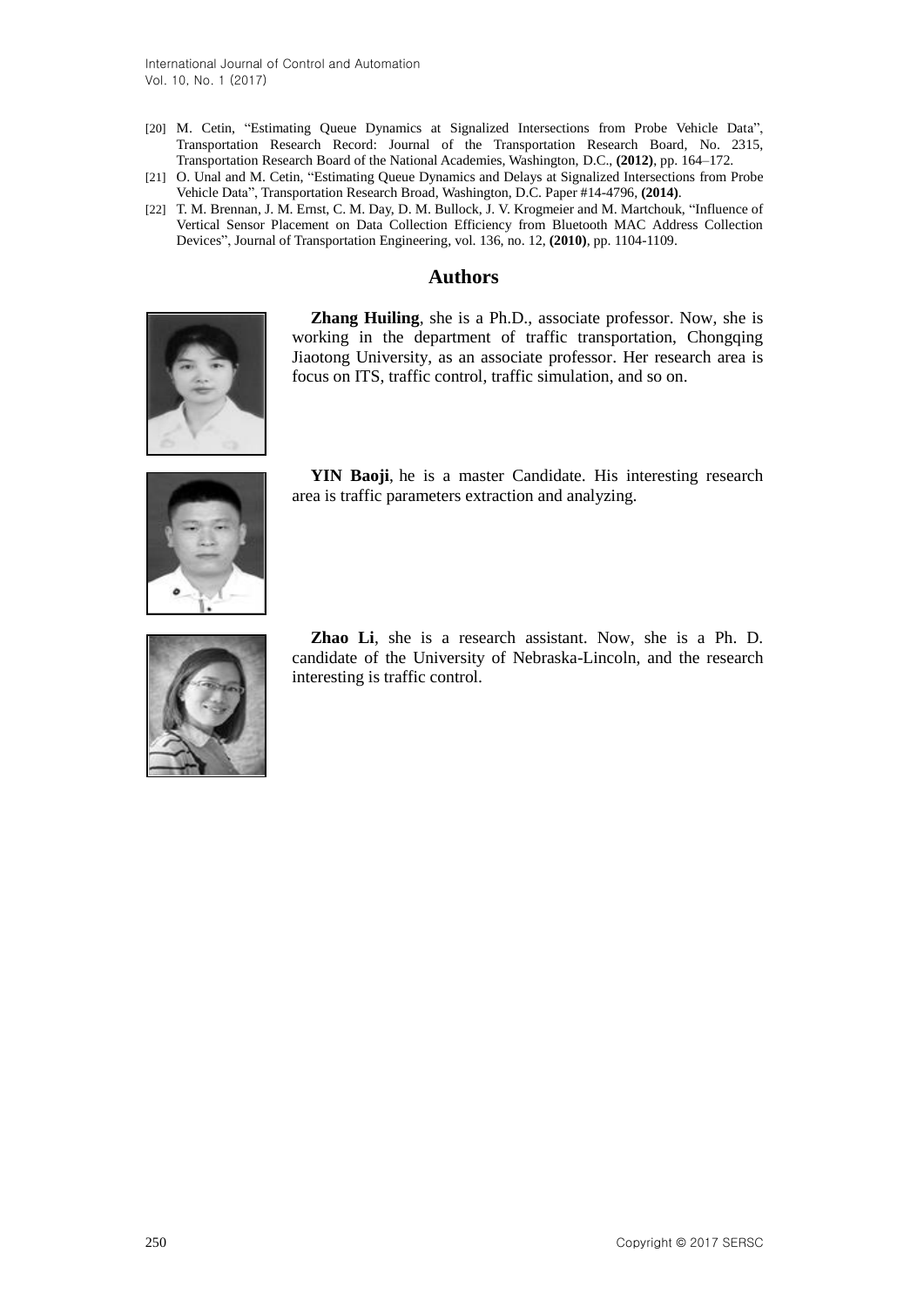[20] M. Cetin, "Estimating Queue Dynamics at Signalized Intersections from Probe Vehicle Data", Transportation Research Record: Journal of the Transportation Research Board, No. 2315, Transportation Research Board of the National Academies, Washington, D.C., **(2012)**, pp. 164–172.

[21] O. Unal and M. Cetin, "Estimating Queue Dynamics and Delays at Signalized Intersections from Probe Vehicle Data", Transportation Research Broad, Washington, D.C. Paper #14-4796, **(2014)**.

[22] T. M. Brennan, J. M. Ernst, C. M. Day, D. M. Bullock, J. V. Krogmeier and M. Martchouk, "Influence of Vertical Sensor Placement on Data Collection Efficiency from Bluetooth MAC Address Collection Devices", Journal of Transportation Engineering, vol. 136, no. 12, **(2010)**, pp. 1104-1109.

## Authors

**Zhang Huiling**, she is a Ph.D., associate professor. Now, she is working in the department of traffic transportation, Chongqing Jiaotong University, as an associate professor. Her research area is focus on ITS, traffic control, traffic simulation, and so on.

**YIN Baoji**, he is a master Candidate. His interesting research area is traffic parameters extraction and analyzing.

**Zhao Li**, she is a research assistant. Now, she is a Ph. D. candidate of the University of Nebraska-Lincoln, and the research interesting is traffic control.